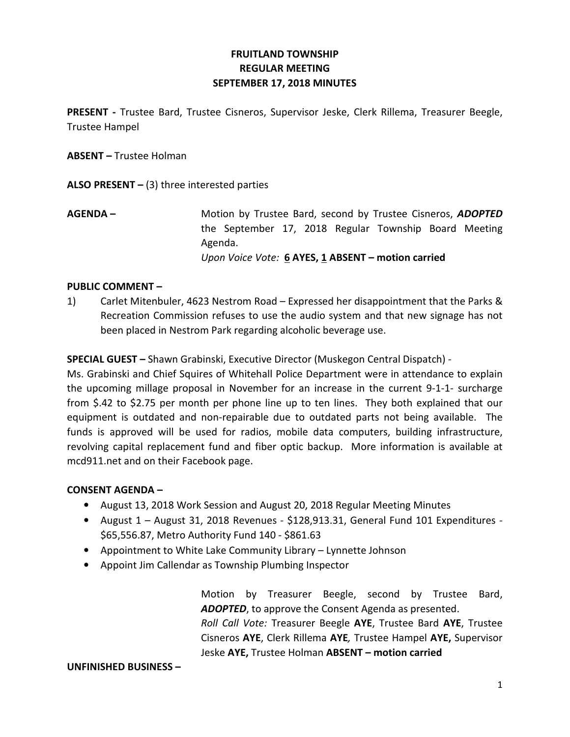# FRUITLAND TOWNSHIP
## REGULAR MEETING
## SEPTEMBER 17, 2018 MINUTES

**PRESENT -** Trustee Bard, Trustee Cisneros, Supervisor Jeske, Clerk Rillema, Treasurer Beegle, Trustee Hampel

**ABSENT –** Trustee Holman

**ALSO PRESENT –** (3) three interested parties

**AGENDA –**

Motion by Trustee Bard, second by Trustee Cisneros, ***ADOPTED*** the September 17, 2018 Regular Township Board Meeting Agenda.
*Upon Voice Vote:* **6 AYES, 1 ABSENT – motion carried**

**PUBLIC COMMENT –**

1) Carlet Mitenbuler, 4623 Nestrom Road – Expressed her disappointment that the Parks & Recreation Commission refuses to use the audio system and that new signage has not been placed in Nestrom Park regarding alcoholic beverage use.

**SPECIAL GUEST –** Shawn Grabinski, Executive Director (Muskegon Central Dispatch) -
Ms. Grabinski and Chief Squires of Whitehall Police Department were in attendance to explain the upcoming millage proposal in November for an increase in the current 9-1-1- surcharge from $.42 to $2.75 per month per phone line up to ten lines. They both explained that our equipment is outdated and non-repairable due to outdated parts not being available. The funds is approved will be used for radios, mobile data computers, building infrastructure, revolving capital replacement fund and fiber optic backup. More information is available at mcd911.net and on their Facebook page.

**CONSENT AGENDA –**

- August 13, 2018 Work Session and August 20, 2018 Regular Meeting Minutes
- August 1 – August 31, 2018 Revenues - $128,913.31, General Fund 101 Expenditures - $65,556.87, Metro Authority Fund 140 - $861.63
- Appointment to White Lake Community Library – Lynnette Johnson
- Appoint Jim Callendar as Township Plumbing Inspector

Motion by Treasurer Beegle, second by Trustee Bard, ***ADOPTED***, to approve the Consent Agenda as presented.
*Roll Call Vote:* Treasurer Beegle **AYE**, Trustee Bard **AYE**, Trustee Cisneros **AYE**, Clerk Rillema **AYE***,* Trustee Hampel **AYE,** Supervisor Jeske **AYE,** Trustee Holman **ABSENT – motion carried**

**UNFINISHED BUSINESS –**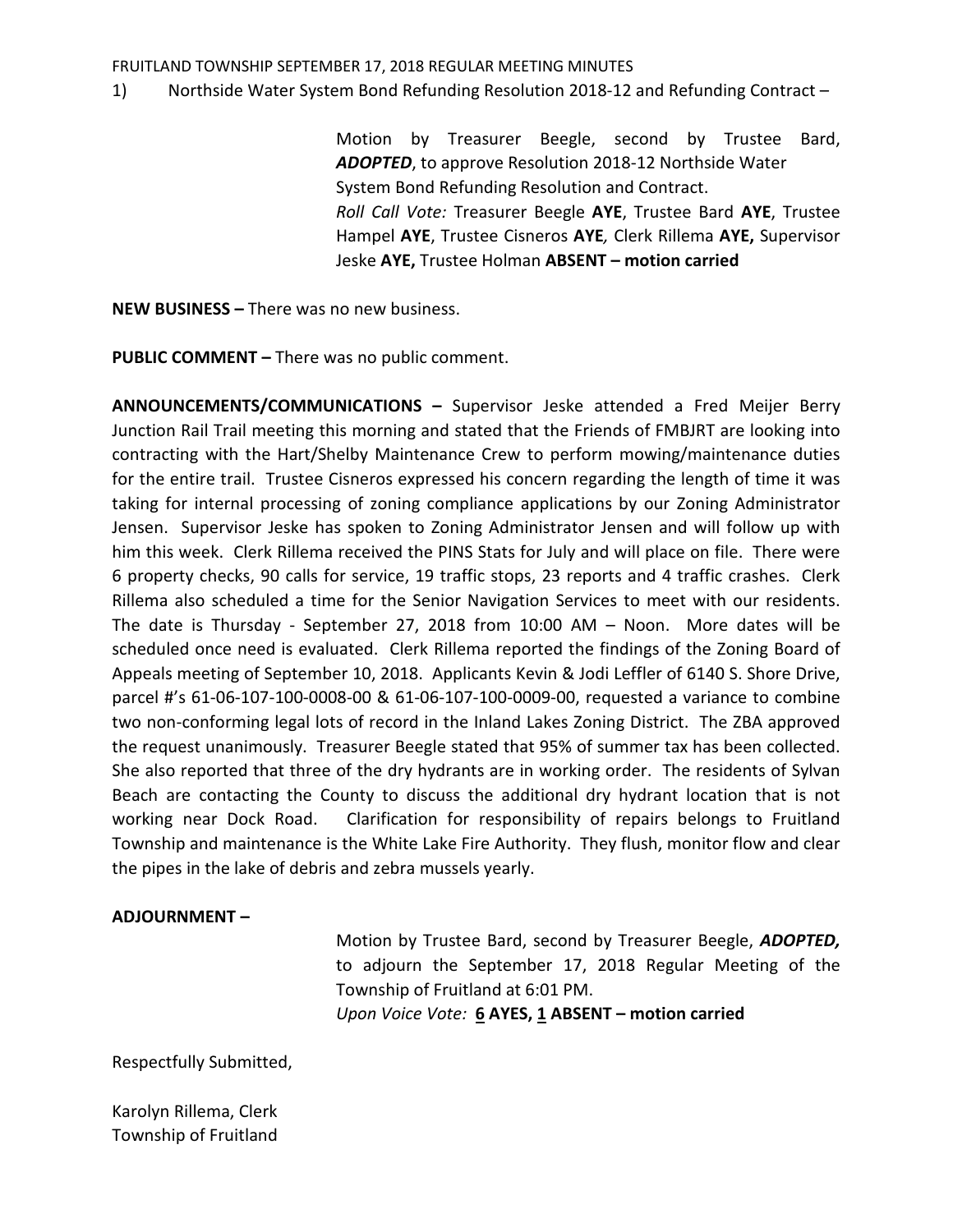1) Northside Water System Bond Refunding Resolution 2018-12 and Refunding Contract –

Motion by Treasurer Beegle, second by Trustee Bard, ***ADOPTED***, to approve Resolution 2018-12 Northside Water System Bond Refunding Resolution and Contract.
*Roll Call Vote:* Treasurer Beegle **AYE**, Trustee Bard **AYE**, Trustee Hampel **AYE**, Trustee Cisneros **AYE***,* Clerk Rillema **AYE,** Supervisor Jeske **AYE,** Trustee Holman **ABSENT – motion carried**

**NEW BUSINESS –** There was no new business.

**PUBLIC COMMENT –** There was no public comment.

**ANNOUNCEMENTS/COMMUNICATIONS –** Supervisor Jeske attended a Fred Meijer Berry Junction Rail Trail meeting this morning and stated that the Friends of FMBJRT are looking into contracting with the Hart/Shelby Maintenance Crew to perform mowing/maintenance duties for the entire trail. Trustee Cisneros expressed his concern regarding the length of time it was taking for internal processing of zoning compliance applications by our Zoning Administrator Jensen. Supervisor Jeske has spoken to Zoning Administrator Jensen and will follow up with him this week. Clerk Rillema received the PINS Stats for July and will place on file. There were 6 property checks, 90 calls for service, 19 traffic stops, 23 reports and 4 traffic crashes. Clerk Rillema also scheduled a time for the Senior Navigation Services to meet with our residents. The date is Thursday - September 27, 2018 from 10:00 AM – Noon. More dates will be scheduled once need is evaluated. Clerk Rillema reported the findings of the Zoning Board of Appeals meeting of September 10, 2018. Applicants Kevin & Jodi Leffler of 6140 S. Shore Drive, parcel #'s 61-06-107-100-0008-00 & 61-06-107-100-0009-00, requested a variance to combine two non-conforming legal lots of record in the Inland Lakes Zoning District. The ZBA approved the request unanimously. Treasurer Beegle stated that 95% of summer tax has been collected. She also reported that three of the dry hydrants are in working order. The residents of Sylvan Beach are contacting the County to discuss the additional dry hydrant location that is not working near Dock Road. Clarification for responsibility of repairs belongs to Fruitland Township and maintenance is the White Lake Fire Authority. They flush, monitor flow and clear the pipes in the lake of debris and zebra mussels yearly.

**ADJOURNMENT –**

Motion by Trustee Bard, second by Treasurer Beegle, ***ADOPTED,*** to adjourn the September 17, 2018 Regular Meeting of the Township of Fruitland at 6:01 PM.
*Upon Voice Vote:* **6 AYES, 1 ABSENT – motion carried**

Respectfully Submitted,

Karolyn Rillema, Clerk
Township of Fruitland